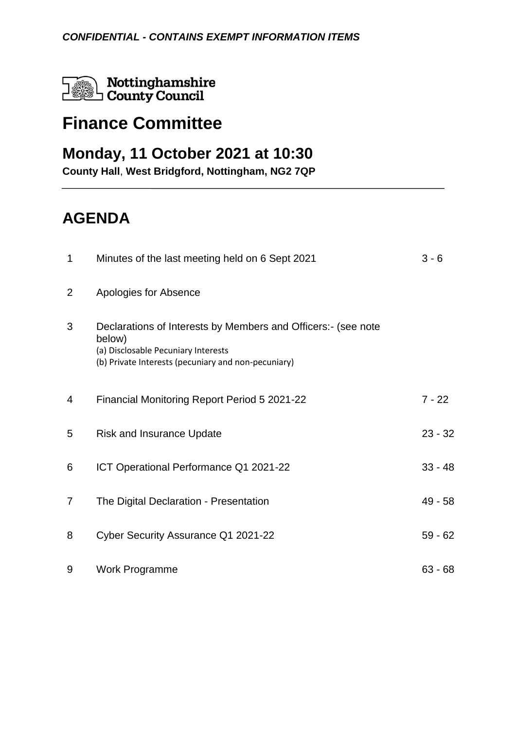***CONFIDENTIAL - CONTAINS EXEMPT INFORMATION ITEMS***

Nottinghamshire County Council

# Finance Committee

## Monday, 11 October 2021 at 10:30

**County Hall, West Bridgford, Nottingham, NG2 7QP**

# AGENDA

| | | |
|---|---|---|
| 1 | Minutes of the last meeting held on 6 Sept 2021 | 3 - 6 |
| 2 | Apologies for Absence | |
| 3 | Declarations of Interests by Members and Officers:- (see note below)<br>(a) Disclosable Pecuniary Interests<br>(b) Private Interests (pecuniary and non-pecuniary) | |
| 4 | Financial Monitoring Report Period 5 2021-22 | 7 - 22 |
| 5 | Risk and Insurance Update | 23 - 32 |
| 6 | ICT Operational Performance Q1 2021-22 | 33 - 48 |
| 7 | The Digital Declaration - Presentation | 49 - 58 |
| 8 | Cyber Security Assurance Q1 2021-22 | 59 - 62 |
| 9 | Work Programme | 63 - 68 |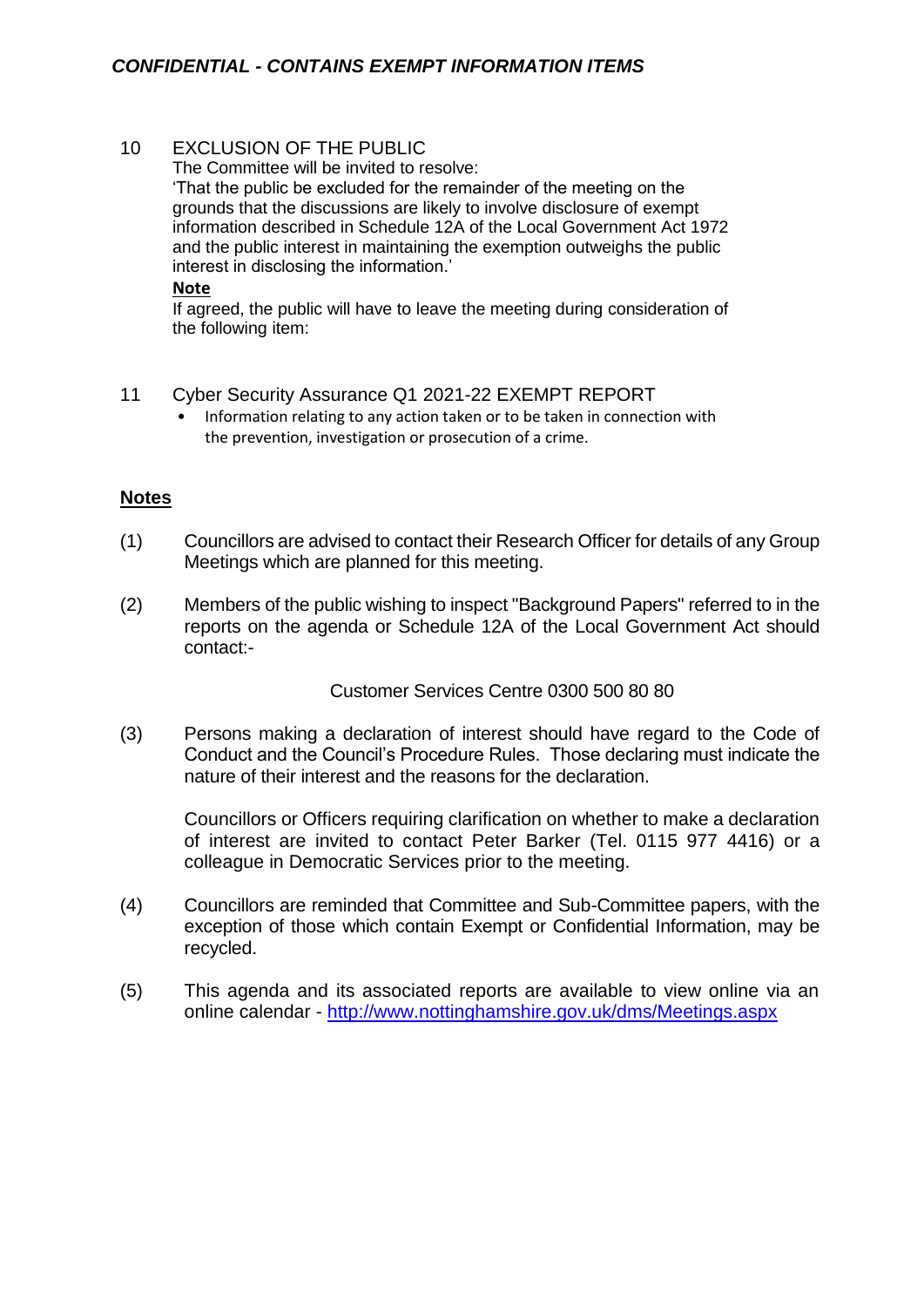***CONFIDENTIAL - CONTAINS EXEMPT INFORMATION ITEMS***

10 EXCLUSION OF THE PUBLIC

The Committee will be invited to resolve:

'That the public be excluded for the remainder of the meeting on the grounds that the discussions are likely to involve disclosure of exempt information described in Schedule 12A of the Local Government Act 1972 and the public interest in maintaining the exemption outweighs the public interest in disclosing the information.'

**Note**

If agreed, the public will have to leave the meeting during consideration of the following item:

11 Cyber Security Assurance Q1 2021-22 EXEMPT REPORT

- Information relating to any action taken or to be taken in connection with the prevention, investigation or prosecution of a crime.

## Notes

(1) Councillors are advised to contact their Research Officer for details of any Group Meetings which are planned for this meeting.

(2) Members of the public wishing to inspect "Background Papers" referred to in the reports on the agenda or Schedule 12A of the Local Government Act should contact:-

Customer Services Centre 0300 500 80 80

(3) Persons making a declaration of interest should have regard to the Code of Conduct and the Council's Procedure Rules. Those declaring must indicate the nature of their interest and the reasons for the declaration.

Councillors or Officers requiring clarification on whether to make a declaration of interest are invited to contact Peter Barker (Tel. 0115 977 4416) or a colleague in Democratic Services prior to the meeting.

(4) Councillors are reminded that Committee and Sub-Committee papers, with the exception of those which contain Exempt or Confidential Information, may be recycled.

(5) This agenda and its associated reports are available to view online via an online calendar - [http://www.nottinghamshire.gov.uk/dms/Meetings.aspx](http://www.nottinghamshire.gov.uk/dms/Meetings.aspx)